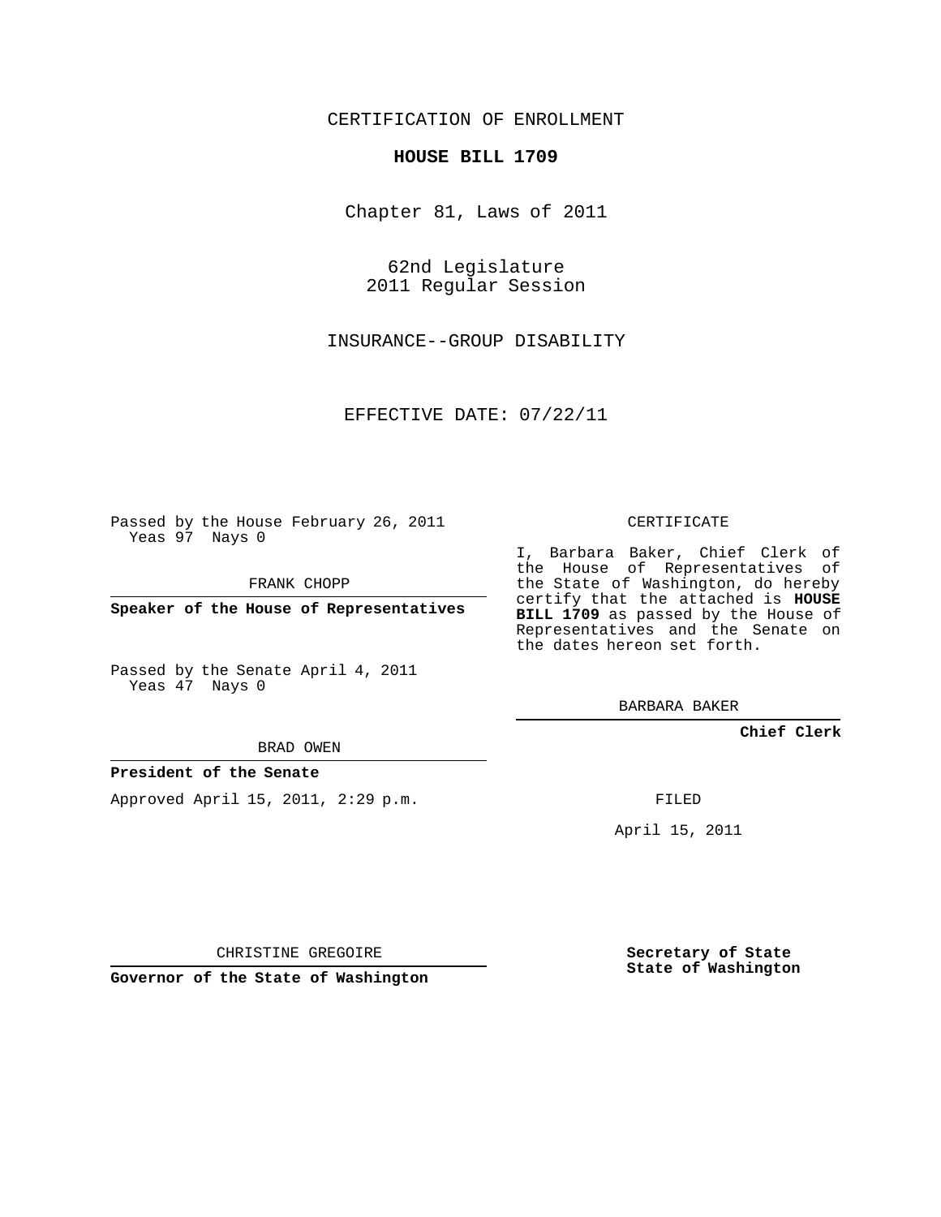CERTIFICATION OF ENROLLMENT

**HOUSE BILL 1709**

Chapter 81, Laws of 2011

62nd Legislature
2011 Regular Session

INSURANCE--GROUP DISABILITY

EFFECTIVE DATE: 07/22/11

Passed by the House February 26, 2011
Yeas 97 Nays 0

FRANK CHOPP

**Speaker of the House of Representatives**

Passed by the Senate April 4, 2011
Yeas 47 Nays 0

BRAD OWEN

**President of the Senate**

Approved April 15, 2011, 2:29 p.m.

CHRISTINE GREGOIRE

**Governor of the State of Washington**

CERTIFICATE

I, Barbara Baker, Chief Clerk of the House of Representatives of the State of Washington, do hereby certify that the attached is **HOUSE BILL 1709** as passed by the House of Representatives and the Senate on the dates hereon set forth.

BARBARA BAKER

**Chief Clerk**

FILED

April 15, 2011

**Secretary of State**
**State of Washington**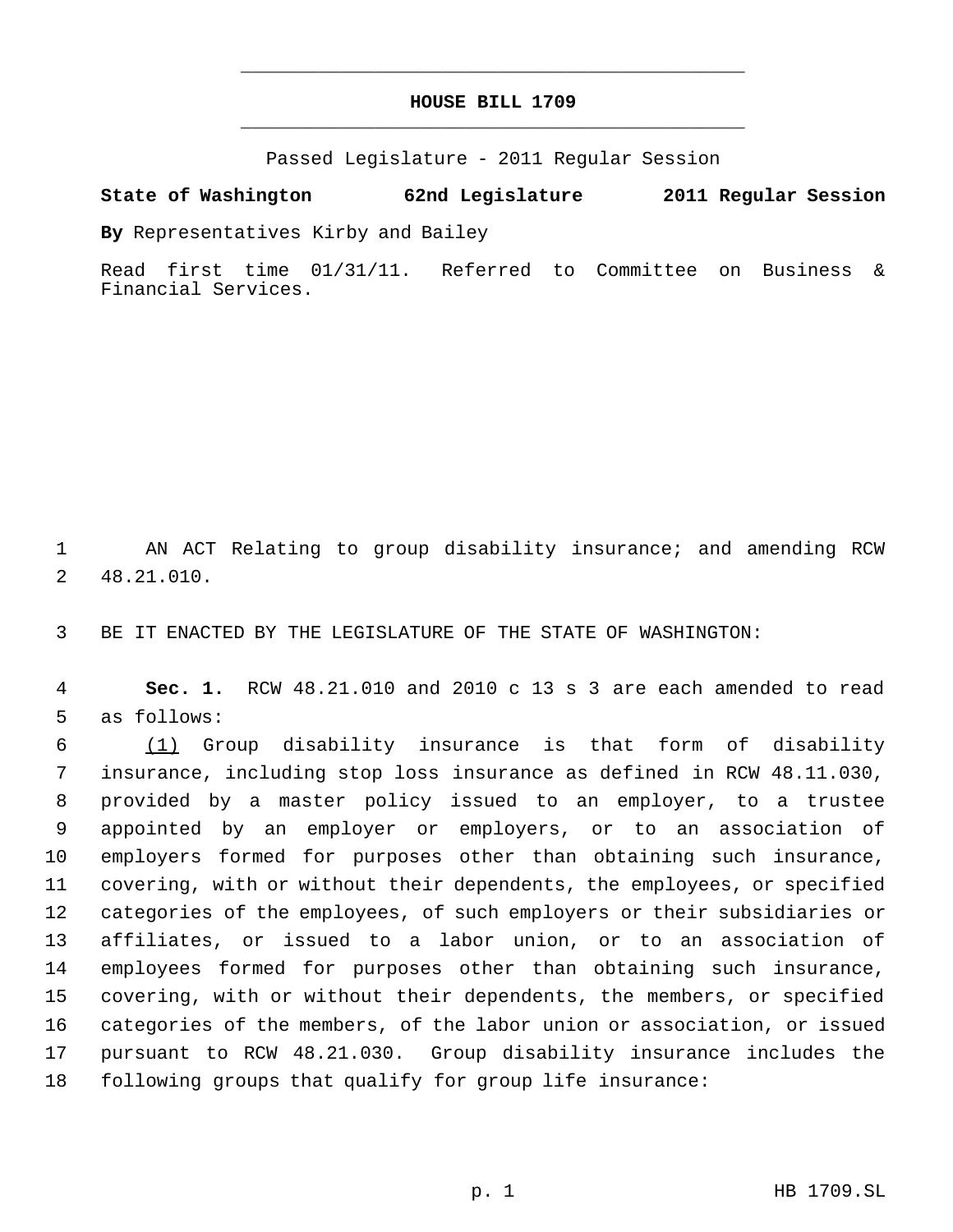# HOUSE BILL 1709

Passed Legislature - 2011 Regular Session

**State of Washington 62nd Legislature 2011 Regular Session**

**By** Representatives Kirby and Bailey

Read first time 01/31/11. Referred to Committee on Business & Financial Services.

AN ACT Relating to group disability insurance; and amending RCW 48.21.010.

BE IT ENACTED BY THE LEGISLATURE OF THE STATE OF WASHINGTON:

**Sec. 1.** RCW 48.21.010 and 2010 c 13 s 3 are each amended to read as follows:

(1) Group disability insurance is that form of disability insurance, including stop loss insurance as defined in RCW 48.11.030, provided by a master policy issued to an employer, to a trustee appointed by an employer or employers, or to an association of employers formed for purposes other than obtaining such insurance, covering, with or without their dependents, the employees, or specified categories of the employees, of such employers or their subsidiaries or affiliates, or issued to a labor union, or to an association of employees formed for purposes other than obtaining such insurance, covering, with or without their dependents, the members, or specified categories of the members, of the labor union or association, or issued pursuant to RCW 48.21.030. Group disability insurance includes the following groups that qualify for group life insurance: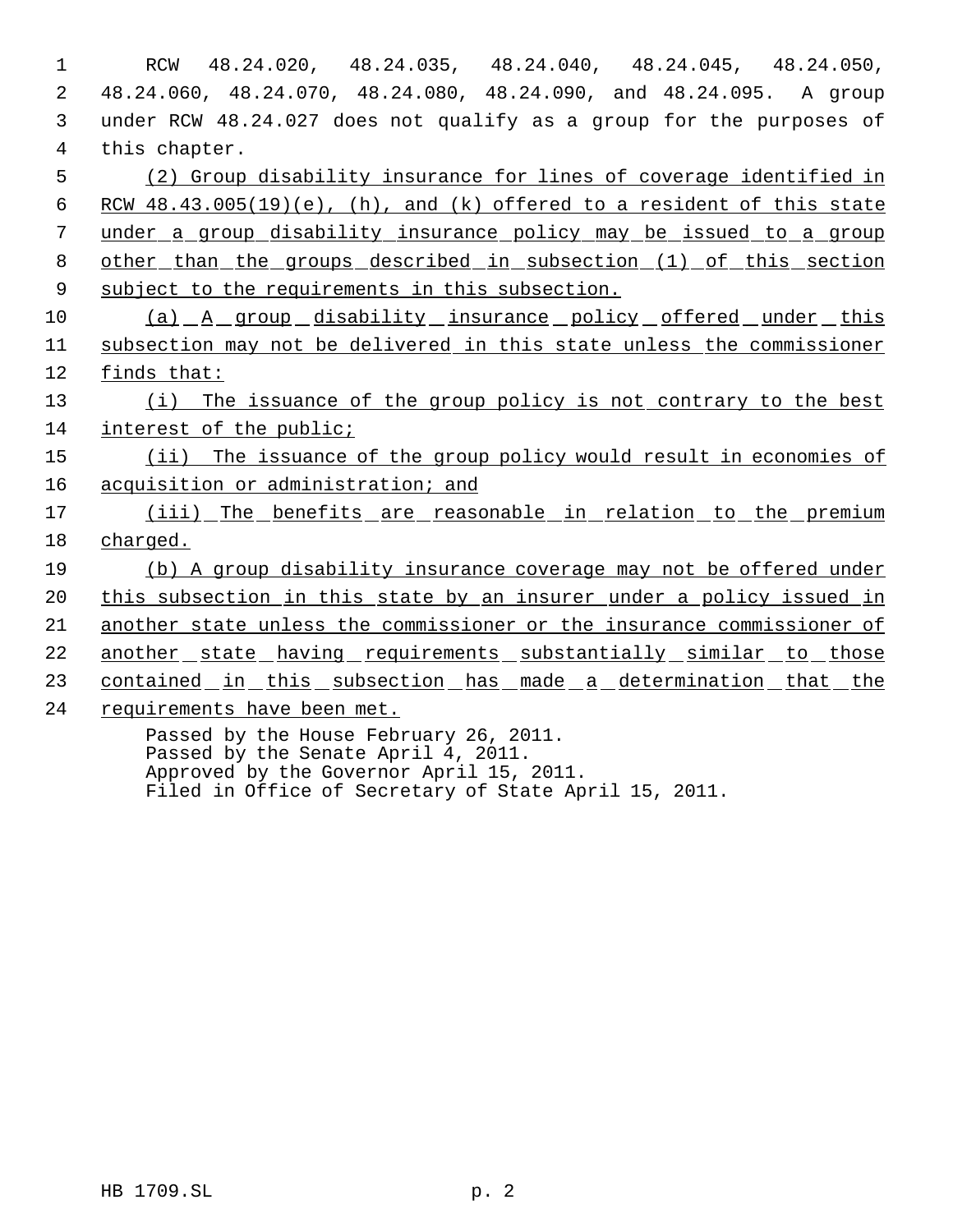RCW 48.24.020, 48.24.035, 48.24.040, 48.24.045, 48.24.050, 48.24.060, 48.24.070, 48.24.080, 48.24.090, and 48.24.095. A group under RCW 48.24.027 does not qualify as a group for the purposes of this chapter.

<u>(2) Group disability insurance for lines of coverage identified in RCW 48.43.005(19)(e), (h), and (k) offered to a resident of this state under a group disability insurance policy may be issued to a group other than the groups described in subsection (1) of this section subject to the requirements in this subsection.</u>

<u>(a) A group disability insurance policy offered under this subsection may not be delivered in this state unless the commissioner finds that:</u>

<u>(i) The issuance of the group policy is not contrary to the best interest of the public;</u>

<u>(ii) The issuance of the group policy would result in economies of acquisition or administration; and</u>

<u>(iii) The benefits are reasonable in relation to the premium charged.</u>

<u>(b) A group disability insurance coverage may not be offered under this subsection in this state by an insurer under a policy issued in another state unless the commissioner or the insurance commissioner of another state having requirements substantially similar to those contained in this subsection has made a determination that the requirements have been met.</u>

Passed by the House February 26, 2011.
Passed by the Senate April 4, 2011.
Approved by the Governor April 15, 2011.
Filed in Office of Secretary of State April 15, 2011.